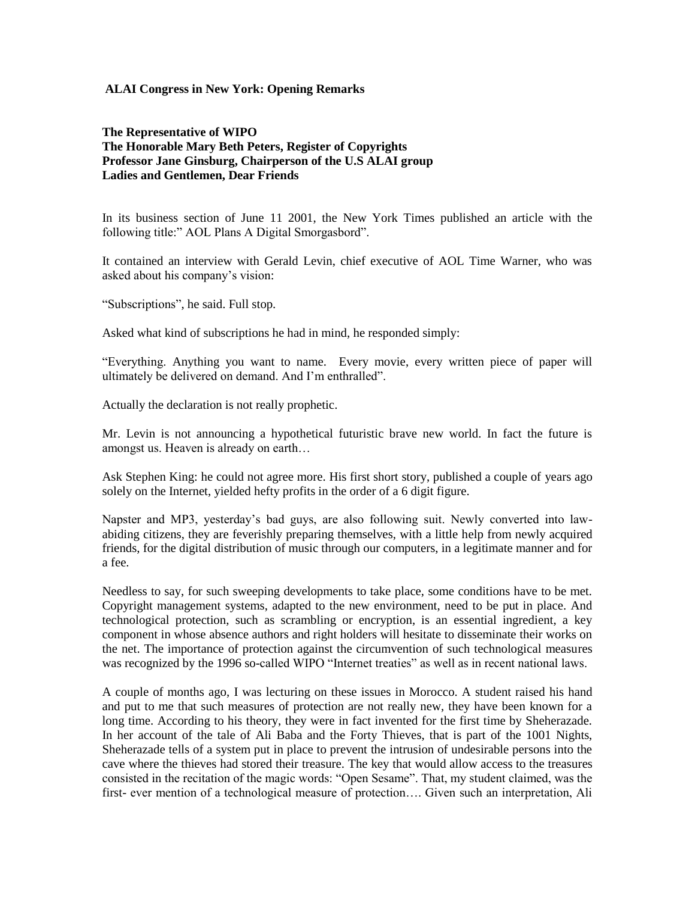**ALAI Congress in New York: Opening Remarks**

**The Representative of WIPO**
**The Honorable Mary Beth Peters, Register of Copyrights**
**Professor Jane Ginsburg, Chairperson of the U.S ALAI group**
**Ladies and Gentlemen, Dear Friends**

In its business section of June 11 2001, the New York Times published an article with the following title:" AOL Plans A Digital Smorgasbord".

It contained an interview with Gerald Levin, chief executive of AOL Time Warner, who was asked about his company's vision:

"Subscriptions", he said. Full stop.

Asked what kind of subscriptions he had in mind, he responded simply:

"Everything. Anything you want to name. Every movie, every written piece of paper will ultimately be delivered on demand. And I'm enthralled".

Actually the declaration is not really prophetic.

Mr. Levin is not announcing a hypothetical futuristic brave new world. In fact the future is amongst us. Heaven is already on earth…

Ask Stephen King: he could not agree more. His first short story, published a couple of years ago solely on the Internet, yielded hefty profits in the order of a 6 digit figure.

Napster and MP3, yesterday's bad guys, are also following suit. Newly converted into law-abiding citizens, they are feverishly preparing themselves, with a little help from newly acquired friends, for the digital distribution of music through our computers, in a legitimate manner and for a fee.

Needless to say, for such sweeping developments to take place, some conditions have to be met. Copyright management systems, adapted to the new environment, need to be put in place. And technological protection, such as scrambling or encryption, is an essential ingredient, a key component in whose absence authors and right holders will hesitate to disseminate their works on the net. The importance of protection against the circumvention of such technological measures was recognized by the 1996 so-called WIPO "Internet treaties" as well as in recent national laws.

A couple of months ago, I was lecturing on these issues in Morocco. A student raised his hand and put to me that such measures of protection are not really new, they have been known for a long time. According to his theory, they were in fact invented for the first time by Sheherazade. In her account of the tale of Ali Baba and the Forty Thieves, that is part of the 1001 Nights, Sheherazade tells of a system put in place to prevent the intrusion of undesirable persons into the cave where the thieves had stored their treasure. The key that would allow access to the treasures consisted in the recitation of the magic words: "Open Sesame". That, my student claimed, was the first- ever mention of a technological measure of protection…. Given such an interpretation, Ali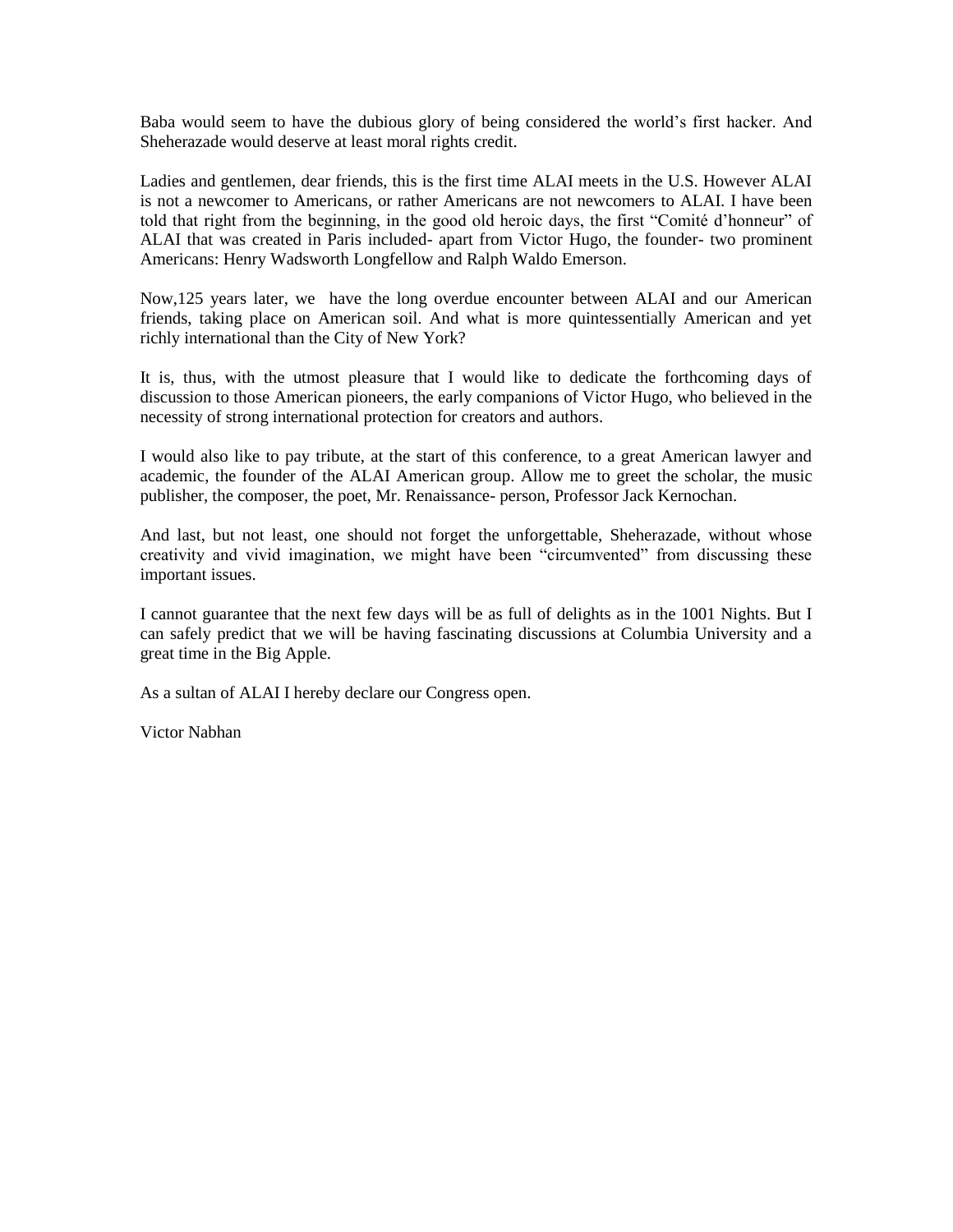Baba would seem to have the dubious glory of being considered the world's first hacker. And Sheherazade would deserve at least moral rights credit.

Ladies and gentlemen, dear friends, this is the first time ALAI meets in the U.S. However ALAI is not a newcomer to Americans, or rather Americans are not newcomers to ALAI. I have been told that right from the beginning, in the good old heroic days, the first "Comité d'honneur" of ALAI that was created in Paris included- apart from Victor Hugo, the founder- two prominent Americans: Henry Wadsworth Longfellow and Ralph Waldo Emerson.

Now,125 years later, we have the long overdue encounter between ALAI and our American friends, taking place on American soil. And what is more quintessentially American and yet richly international than the City of New York?

It is, thus, with the utmost pleasure that I would like to dedicate the forthcoming days of discussion to those American pioneers, the early companions of Victor Hugo, who believed in the necessity of strong international protection for creators and authors.

I would also like to pay tribute, at the start of this conference, to a great American lawyer and academic, the founder of the ALAI American group. Allow me to greet the scholar, the music publisher, the composer, the poet, Mr. Renaissance- person, Professor Jack Kernochan.

And last, but not least, one should not forget the unforgettable, Sheherazade, without whose creativity and vivid imagination, we might have been "circumvented" from discussing these important issues.

I cannot guarantee that the next few days will be as full of delights as in the 1001 Nights. But I can safely predict that we will be having fascinating discussions at Columbia University and a great time in the Big Apple.

As a sultan of ALAI I hereby declare our Congress open.

Victor Nabhan